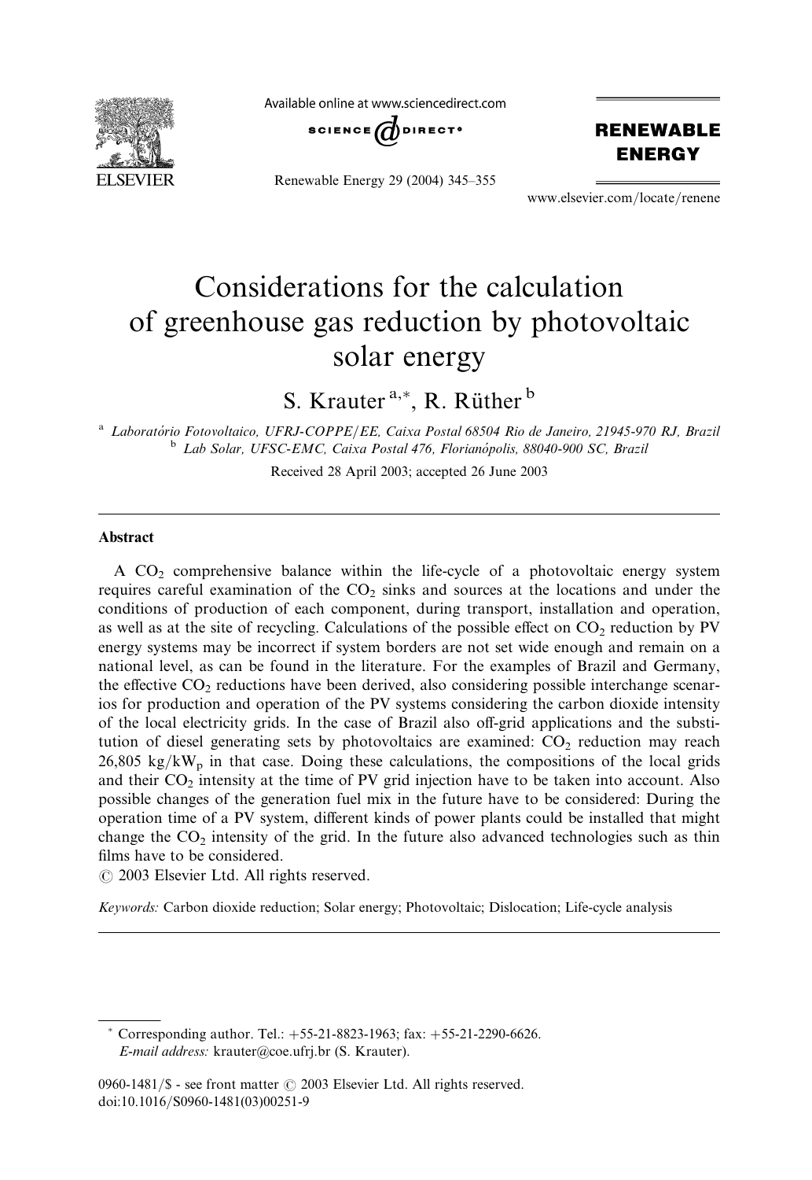# Considerations for the calculation of greenhouse gas reduction by photovoltaic solar energy

S. Krauter [a,*], R. Rüther [b]

[a] Laboratório Fotovoltaico, UFRJ-COPPE/EE, Caixa Postal 68504 Rio de Janeiro, 21945-970 RJ, Brazil

[b] Lab Solar, UFSC-EMC, Caixa Postal 476, Florianópolis, 88040-900 SC, Brazil

Received 28 April 2003; accepted 26 June 2003

## Abstract

A $CO_2$ comprehensive balance within the life-cycle of a photovoltaic energy system requires careful examination of the $CO_2$ sinks and sources at the locations and under the conditions of production of each component, during transport, installation and operation, as well as at the site of recycling. Calculations of the possible effect on $CO_2$ reduction by PV energy systems may be incorrect if system borders are not set wide enough and remain on a national level, as can be found in the literature. For the examples of Brazil and Germany, the effective $CO_2$ reductions have been derived, also considering possible interchange scenarios for production and operation of the PV systems considering the carbon dioxide intensity of the local electricity grids. In the case of Brazil also off-grid applications and the substitution of diesel generating sets by photovoltaics are examined: $CO_2$ reduction may reach 26,805 kg/kW$_p$ in that case. Doing these calculations, the compositions of the local grids and their $CO_2$ intensity at the time of PV grid injection have to be taken into account. Also possible changes of the generation fuel mix in the future have to be considered: During the operation time of a PV system, different kinds of power plants could be installed that might change the $CO_2$ intensity of the grid. In the future also advanced technologies such as thin films have to be considered.

© 2003 Elsevier Ltd. All rights reserved.

*Keywords:* Carbon dioxide reduction; Solar energy; Photovoltaic; Dislocation; Life-cycle analysis

---

\* Corresponding author. Tel.: +55-21-8823-1963; fax: +55-21-2290-6626.
*E-mail address:* krauter@coe.ufrj.br (S. Krauter).

0960-1481/$ - see front matter © 2003 Elsevier Ltd. All rights reserved.
doi:10.1016/S0960-1481(03)00251-9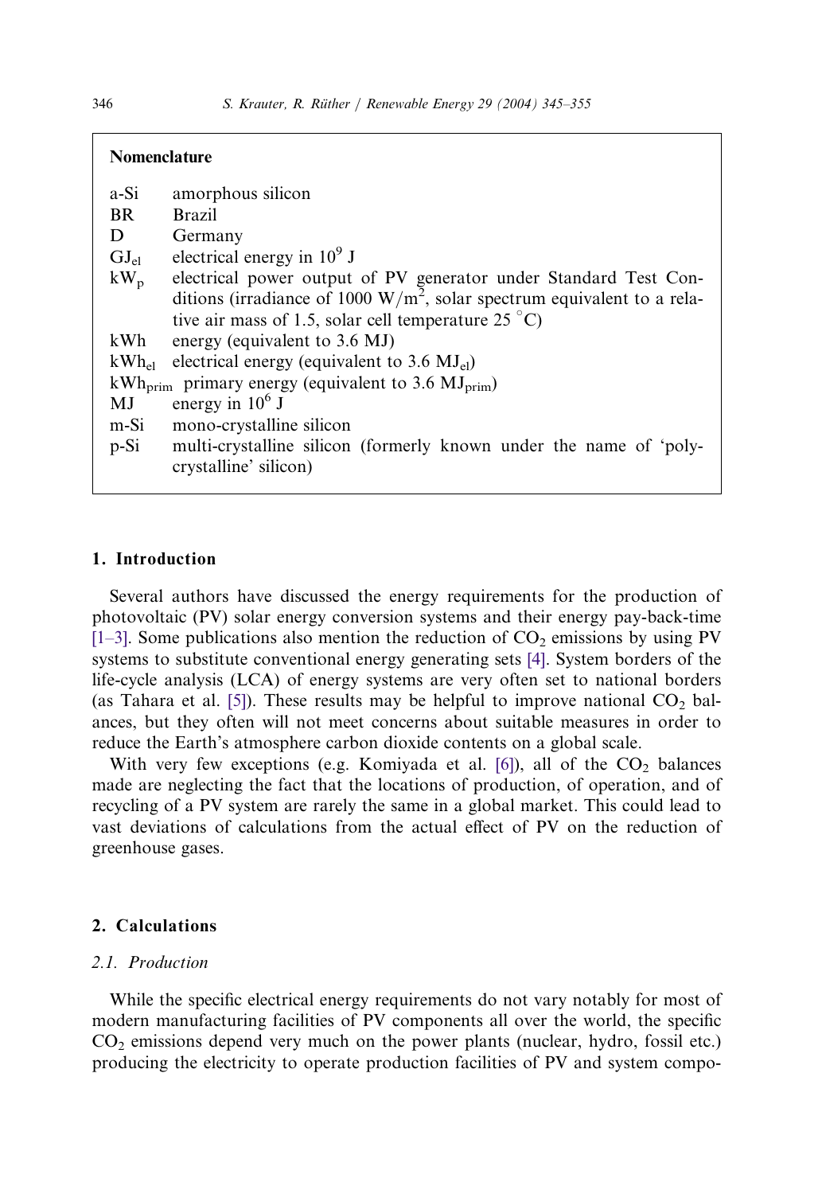## Nomenclature

| | |
|---|---|
| a-Si | amorphous silicon |
| BR | Brazil |
| D | Germany |
| $GJ_{el}$ | electrical energy in $10^9$ J |
| $kW_p$ | electrical power output of PV generator under Standard Test Conditions (irradiance of 1000 W/m$^2$, solar spectrum equivalent to a relative air mass of 1.5, solar cell temperature 25 °C) |
| kWh | energy (equivalent to 3.6 MJ) |
| $kWh_{el}$ | electrical energy (equivalent to 3.6 $MJ_{el}$) |
| $kWh_{prim}$ | primary energy (equivalent to 3.6 $MJ_{prim}$) |
| MJ | energy in $10^6$ J |
| m-Si | mono-crystalline silicon |
| p-Si | multi-crystalline silicon (formerly known under the name of 'poly-crystalline' silicon) |

## 1. Introduction

Several authors have discussed the energy requirements for the production of photovoltaic (PV) solar energy conversion systems and their energy pay-back-time [1–3]. Some publications also mention the reduction of $CO_2$ emissions by using PV systems to substitute conventional energy generating sets [4]. System borders of the life-cycle analysis (LCA) of energy systems are very often set to national borders (as Tahara et al. [5]). These results may be helpful to improve national $CO_2$ balances, but they often will not meet concerns about suitable measures in order to reduce the Earth's atmosphere carbon dioxide contents on a global scale.

With very few exceptions (e.g. Komiyada et al. [6]), all of the $CO_2$ balances made are neglecting the fact that the locations of production, of operation, and of recycling of a PV system are rarely the same in a global market. This could lead to vast deviations of calculations from the actual effect of PV on the reduction of greenhouse gases.

## 2. Calculations

### 2.1. Production

While the specific electrical energy requirements do not vary notably for most of modern manufacturing facilities of PV components all over the world, the specific $CO_2$ emissions depend very much on the power plants (nuclear, hydro, fossil etc.) producing the electricity to operate production facilities of PV and system compo-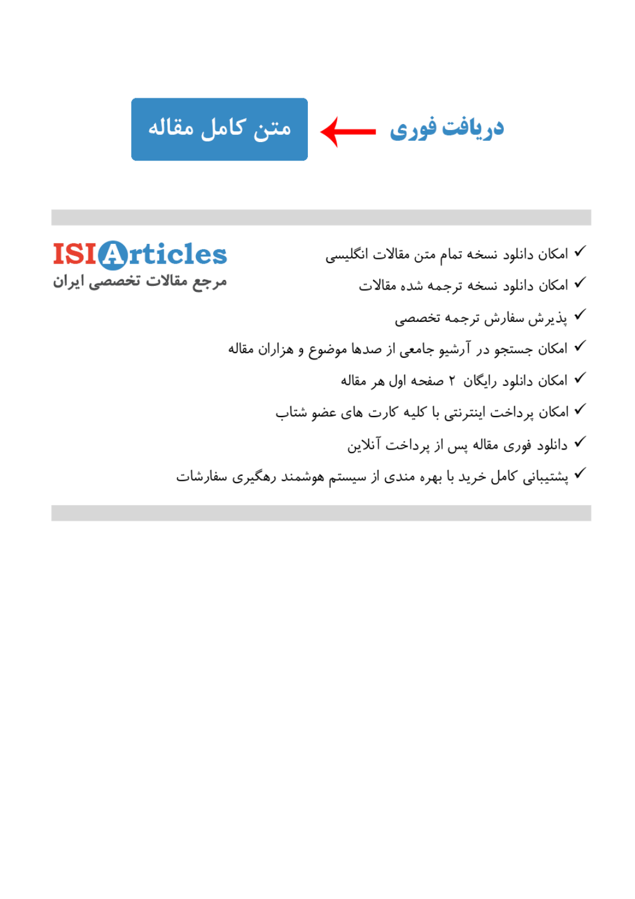دریافت فوری ← متن کامل مقاله

**ISIArticles**
مرجع مقالات تخصصی ایران

- ✓ امکان دانلود نسخه تمام متن مقالات انگلیسی
- ✓ امکان دانلود نسخه ترجمه شده مقالات
- ✓ پذیرش سفارش ترجمه تخصصی
- ✓ امکان جستجو در آرشیو جامعی از صدها موضوع و هزاران مقاله
- ✓ امکان دانلود رایگان ۲ صفحه اول هر مقاله
- ✓ امکان پرداخت اینترنتی با کلیه کارت های عضو شتاب
- ✓ دانلود فوری مقاله پس از پرداخت آنلاین
- ✓ پشتیبانی کامل خرید با بهره مندی از سیستم هوشمند رهگیری سفارشات